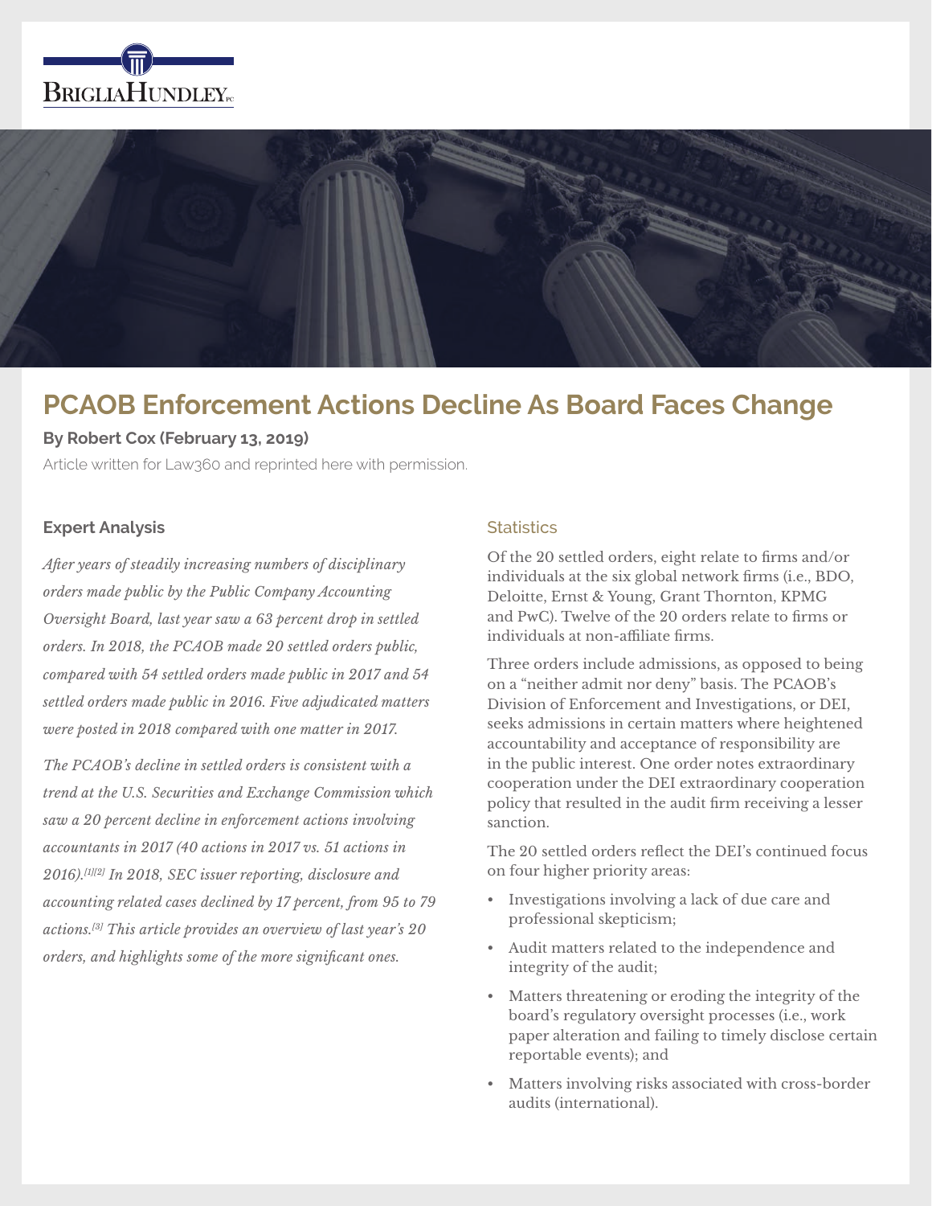# PCAOB Enforcement Actions Decline As Board Faces Change

**By Robert Cox (February 13, 2019)**

Article written for Law360 and reprinted here with permission.

**Expert Analysis**

*After years of steadily increasing numbers of disciplinary orders made public by the Public Company Accounting Oversight Board, last year saw a 63 percent drop in settled orders. In 2018, the PCAOB made 20 settled orders public, compared with 54 settled orders made public in 2017 and 54 settled orders made public in 2016. Five adjudicated matters were posted in 2018 compared with one matter in 2017.*

*The PCAOB's decline in settled orders is consistent with a trend at the U.S. Securities and Exchange Commission which saw a 20 percent decline in enforcement actions involving accountants in 2017 (40 actions in 2017 vs. 51 actions in 2016).[1][2] In 2018, SEC issuer reporting, disclosure and accounting related cases declined by 17 percent, from 95 to 79 actions.[3] This article provides an overview of last year's 20 orders, and highlights some of the more significant ones.*

## Statistics

Of the 20 settled orders, eight relate to firms and/or individuals at the six global network firms (i.e., BDO, Deloitte, Ernst & Young, Grant Thornton, KPMG and PwC). Twelve of the 20 orders relate to firms or individuals at non-affiliate firms.

Three orders include admissions, as opposed to being on a "neither admit nor deny" basis. The PCAOB's Division of Enforcement and Investigations, or DEI, seeks admissions in certain matters where heightened accountability and acceptance of responsibility are in the public interest. One order notes extraordinary cooperation under the DEI extraordinary cooperation policy that resulted in the audit firm receiving a lesser sanction.

The 20 settled orders reflect the DEI's continued focus on four higher priority areas:

- Investigations involving a lack of due care and professional skepticism;
- Audit matters related to the independence and integrity of the audit;
- Matters threatening or eroding the integrity of the board's regulatory oversight processes (i.e., work paper alteration and failing to timely disclose certain reportable events); and
- Matters involving risks associated with cross-border audits (international).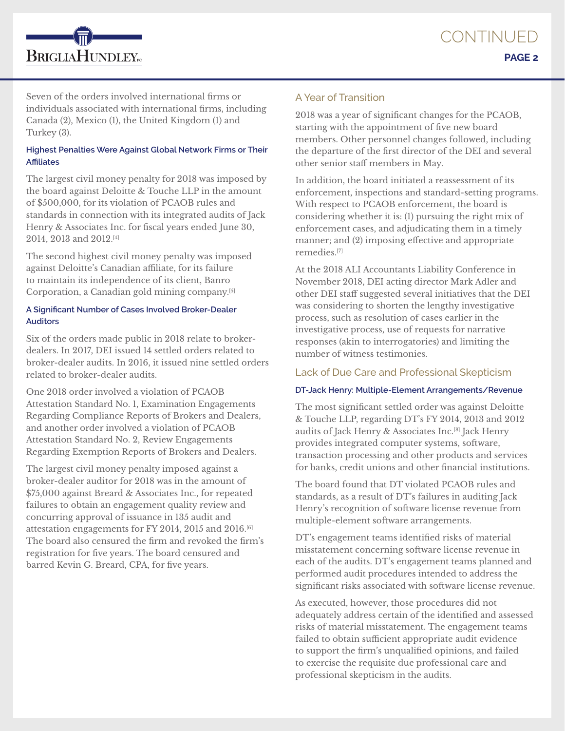Seven of the orders involved international firms or individuals associated with international firms, including Canada (2), Mexico (1), the United Kingdom (1) and Turkey (3).

#### Highest Penalties Were Against Global Network Firms or Their Affiliates

The largest civil money penalty for 2018 was imposed by the board against Deloitte & Touche LLP in the amount of $500,000, for its violation of PCAOB rules and standards in connection with its integrated audits of Jack Henry & Associates Inc. for fiscal years ended June 30, 2014, 2013 and 2012.[4]

The second highest civil money penalty was imposed against Deloitte's Canadian affiliate, for its failure to maintain its independence of its client, Banro Corporation, a Canadian gold mining company.[5]

#### A Significant Number of Cases Involved Broker-Dealer Auditors

Six of the orders made public in 2018 relate to broker-dealers. In 2017, DEI issued 14 settled orders related to broker-dealer audits. In 2016, it issued nine settled orders related to broker-dealer audits.

One 2018 order involved a violation of PCAOB Attestation Standard No. 1, Examination Engagements Regarding Compliance Reports of Brokers and Dealers, and another order involved a violation of PCAOB Attestation Standard No. 2, Review Engagements Regarding Exemption Reports of Brokers and Dealers.

The largest civil money penalty imposed against a broker-dealer auditor for 2018 was in the amount of $75,000 against Breard & Associates Inc., for repeated failures to obtain an engagement quality review and concurring approval of issuance in 135 audit and attestation engagements for FY 2014, 2015 and 2016.[6] The board also censured the firm and revoked the firm's registration for five years. The board censured and barred Kevin G. Breard, CPA, for five years.

### A Year of Transition

2018 was a year of significant changes for the PCAOB, starting with the appointment of five new board members. Other personnel changes followed, including the departure of the first director of the DEI and several other senior staff members in May.

In addition, the board initiated a reassessment of its enforcement, inspections and standard-setting programs. With respect to PCAOB enforcement, the board is considering whether it is: (1) pursuing the right mix of enforcement cases, and adjudicating them in a timely manner; and (2) imposing effective and appropriate remedies.[7]

At the 2018 ALI Accountants Liability Conference in November 2018, DEI acting director Mark Adler and other DEI staff suggested several initiatives that the DEI was considering to shorten the lengthy investigative process, such as resolution of cases earlier in the investigative process, use of requests for narrative responses (akin to interrogatories) and limiting the number of witness testimonies.

### Lack of Due Care and Professional Skepticism

#### DT-Jack Henry: Multiple-Element Arrangements/Revenue

The most significant settled order was against Deloitte & Touche LLP, regarding DT's FY 2014, 2013 and 2012 audits of Jack Henry & Associates Inc.[8] Jack Henry provides integrated computer systems, software, transaction processing and other products and services for banks, credit unions and other financial institutions.

The board found that DT violated PCAOB rules and standards, as a result of DT's failures in auditing Jack Henry's recognition of software license revenue from multiple-element software arrangements.

DT's engagement teams identified risks of material misstatement concerning software license revenue in each of the audits. DT's engagement teams planned and performed audit procedures intended to address the significant risks associated with software license revenue.

As executed, however, those procedures did not adequately address certain of the identified and assessed risks of material misstatement. The engagement teams failed to obtain sufficient appropriate audit evidence to support the firm's unqualified opinions, and failed to exercise the requisite due professional care and professional skepticism in the audits.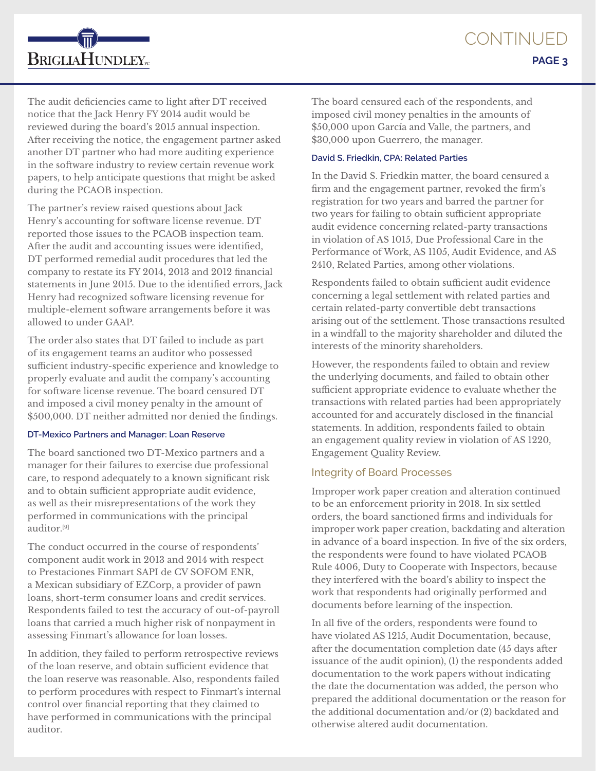The audit deficiencies came to light after DT received notice that the Jack Henry FY 2014 audit would be reviewed during the board's 2015 annual inspection. After receiving the notice, the engagement partner asked another DT partner who had more auditing experience in the software industry to review certain revenue work papers, to help anticipate questions that might be asked during the PCAOB inspection.

The partner's review raised questions about Jack Henry's accounting for software license revenue. DT reported those issues to the PCAOB inspection team. After the audit and accounting issues were identified, DT performed remedial audit procedures that led the company to restate its FY 2014, 2013 and 2012 financial statements in June 2015. Due to the identified errors, Jack Henry had recognized software licensing revenue for multiple-element software arrangements before it was allowed to under GAAP.

The order also states that DT failed to include as part of its engagement teams an auditor who possessed sufficient industry-specific experience and knowledge to properly evaluate and audit the company's accounting for software license revenue. The board censured DT and imposed a civil money penalty in the amount of $500,000. DT neither admitted nor denied the findings.

#### DT-Mexico Partners and Manager: Loan Reserve

The board sanctioned two DT-Mexico partners and a manager for their failures to exercise due professional care, to respond adequately to a known significant risk and to obtain sufficient appropriate audit evidence, as well as their misrepresentations of the work they performed in communications with the principal auditor.[9]

The conduct occurred in the course of respondents' component audit work in 2013 and 2014 with respect to Prestaciones Finmart SAPI de CV SOFOM ENR, a Mexican subsidiary of EZCorp, a provider of pawn loans, short-term consumer loans and credit services. Respondents failed to test the accuracy of out-of-payroll loans that carried a much higher risk of nonpayment in assessing Finmart's allowance for loan losses.

In addition, they failed to perform retrospective reviews of the loan reserve, and obtain sufficient evidence that the loan reserve was reasonable. Also, respondents failed to perform procedures with respect to Finmart's internal control over financial reporting that they claimed to have performed in communications with the principal auditor.

The board censured each of the respondents, and imposed civil money penalties in the amounts of $50,000 upon García and Valle, the partners, and $30,000 upon Guerrero, the manager.

#### David S. Friedkin, CPA: Related Parties

In the David S. Friedkin matter, the board censured a firm and the engagement partner, revoked the firm's registration for two years and barred the partner for two years for failing to obtain sufficient appropriate audit evidence concerning related-party transactions in violation of AS 1015, Due Professional Care in the Performance of Work, AS 1105, Audit Evidence, and AS 2410, Related Parties, among other violations.

Respondents failed to obtain sufficient audit evidence concerning a legal settlement with related parties and certain related-party convertible debt transactions arising out of the settlement. Those transactions resulted in a windfall to the majority shareholder and diluted the interests of the minority shareholders.

However, the respondents failed to obtain and review the underlying documents, and failed to obtain other sufficient appropriate evidence to evaluate whether the transactions with related parties had been appropriately accounted for and accurately disclosed in the financial statements. In addition, respondents failed to obtain an engagement quality review in violation of AS 1220, Engagement Quality Review.

### Integrity of Board Processes

Improper work paper creation and alteration continued to be an enforcement priority in 2018. In six settled orders, the board sanctioned firms and individuals for improper work paper creation, backdating and alteration in advance of a board inspection. In five of the six orders, the respondents were found to have violated PCAOB Rule 4006, Duty to Cooperate with Inspectors, because they interfered with the board's ability to inspect the work that respondents had originally performed and documents before learning of the inspection.

In all five of the orders, respondents were found to have violated AS 1215, Audit Documentation, because, after the documentation completion date (45 days after issuance of the audit opinion), (1) the respondents added documentation to the work papers without indicating the date the documentation was added, the person who prepared the additional documentation or the reason for the additional documentation and/or (2) backdated and otherwise altered audit documentation.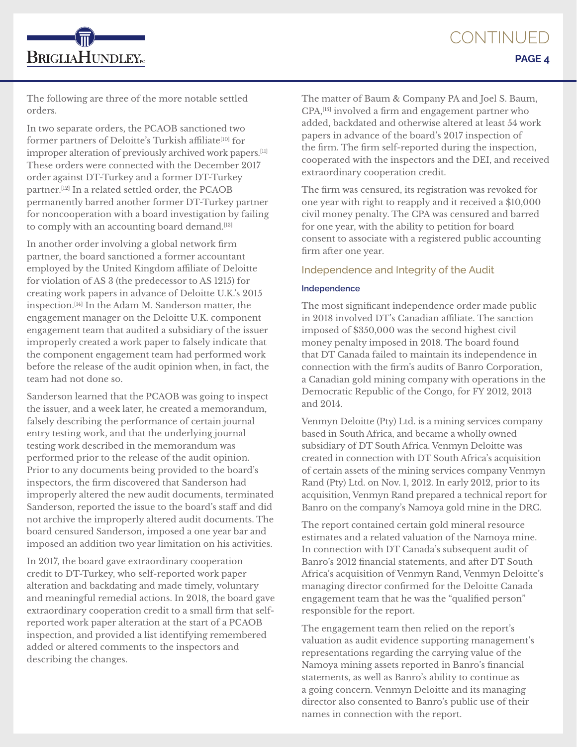The following are three of the more notable settled orders.

In two separate orders, the PCAOB sanctioned two former partners of Deloitte's Turkish affiliate[10] for improper alteration of previously archived work papers.[11] These orders were connected with the December 2017 order against DT-Turkey and a former DT-Turkey partner.[12] In a related settled order, the PCAOB permanently barred another former DT-Turkey partner for noncooperation with a board investigation by failing to comply with an accounting board demand.[13]

In another order involving a global network firm partner, the board sanctioned a former accountant employed by the United Kingdom affiliate of Deloitte for violation of AS 3 (the predecessor to AS 1215) for creating work papers in advance of Deloitte U.K.'s 2015 inspection.[14] In the Adam M. Sanderson matter, the engagement manager on the Deloitte U.K. component engagement team that audited a subsidiary of the issuer improperly created a work paper to falsely indicate that the component engagement team had performed work before the release of the audit opinion when, in fact, the team had not done so.

Sanderson learned that the PCAOB was going to inspect the issuer, and a week later, he created a memorandum, falsely describing the performance of certain journal entry testing work, and that the underlying journal testing work described in the memorandum was performed prior to the release of the audit opinion. Prior to any documents being provided to the board's inspectors, the firm discovered that Sanderson had improperly altered the new audit documents, terminated Sanderson, reported the issue to the board's staff and did not archive the improperly altered audit documents. The board censured Sanderson, imposed a one year bar and imposed an addition two year limitation on his activities.

In 2017, the board gave extraordinary cooperation credit to DT-Turkey, who self-reported work paper alteration and backdating and made timely, voluntary and meaningful remedial actions. In 2018, the board gave extraordinary cooperation credit to a small firm that self-reported work paper alteration at the start of a PCAOB inspection, and provided a list identifying remembered added or altered comments to the inspectors and describing the changes.

The matter of Baum & Company PA and Joel S. Baum, CPA,[15] involved a firm and engagement partner who added, backdated and otherwise altered at least 54 work papers in advance of the board's 2017 inspection of the firm. The firm self-reported during the inspection, cooperated with the inspectors and the DEI, and received extraordinary cooperation credit.

The firm was censured, its registration was revoked for one year with right to reapply and it received a $10,000 civil money penalty. The CPA was censured and barred for one year, with the ability to petition for board consent to associate with a registered public accounting firm after one year.

## Independence and Integrity of the Audit

### Independence

The most significant independence order made public in 2018 involved DT's Canadian affiliate. The sanction imposed of $350,000 was the second highest civil money penalty imposed in 2018. The board found that DT Canada failed to maintain its independence in connection with the firm's audits of Banro Corporation, a Canadian gold mining company with operations in the Democratic Republic of the Congo, for FY 2012, 2013 and 2014.

Venmyn Deloitte (Pty) Ltd. is a mining services company based in South Africa, and became a wholly owned subsidiary of DT South Africa. Venmyn Deloitte was created in connection with DT South Africa's acquisition of certain assets of the mining services company Venmyn Rand (Pty) Ltd. on Nov. 1, 2012. In early 2012, prior to its acquisition, Venmyn Rand prepared a technical report for Banro on the company's Namoya gold mine in the DRC.

The report contained certain gold mineral resource estimates and a related valuation of the Namoya mine. In connection with DT Canada's subsequent audit of Banro's 2012 financial statements, and after DT South Africa's acquisition of Venmyn Rand, Venmyn Deloitte's managing director confirmed for the Deloitte Canada engagement team that he was the "qualified person" responsible for the report.

The engagement team then relied on the report's valuation as audit evidence supporting management's representations regarding the carrying value of the Namoya mining assets reported in Banro's financial statements, as well as Banro's ability to continue as a going concern. Venmyn Deloitte and its managing director also consented to Banro's public use of their names in connection with the report.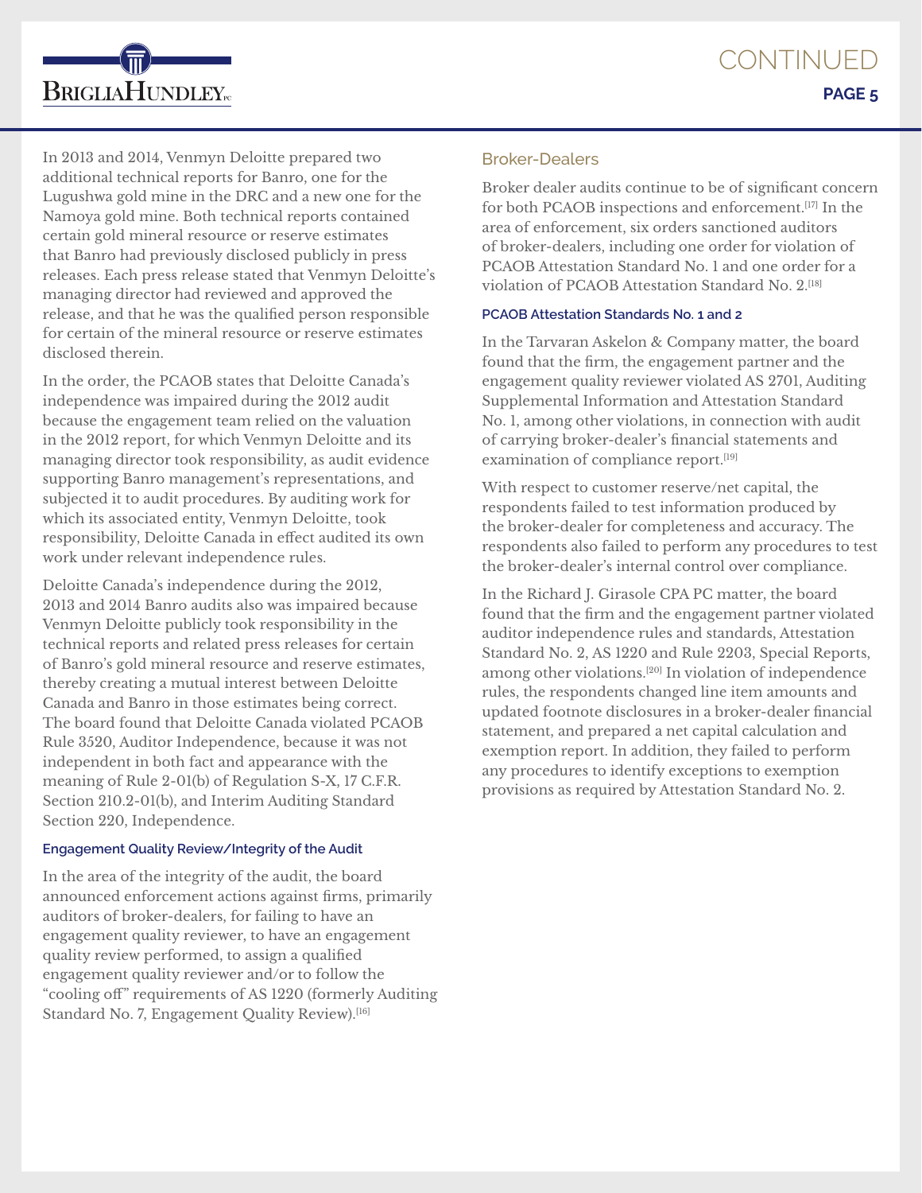In 2013 and 2014, Venmyn Deloitte prepared two additional technical reports for Banro, one for the Lugushwa gold mine in the DRC and a new one for the Namoya gold mine. Both technical reports contained certain gold mineral resource or reserve estimates that Banro had previously disclosed publicly in press releases. Each press release stated that Venmyn Deloitte's managing director had reviewed and approved the release, and that he was the qualified person responsible for certain of the mineral resource or reserve estimates disclosed therein.

In the order, the PCAOB states that Deloitte Canada's independence was impaired during the 2012 audit because the engagement team relied on the valuation in the 2012 report, for which Venmyn Deloitte and its managing director took responsibility, as audit evidence supporting Banro management's representations, and subjected it to audit procedures. By auditing work for which its associated entity, Venmyn Deloitte, took responsibility, Deloitte Canada in effect audited its own work under relevant independence rules.

Deloitte Canada's independence during the 2012, 2013 and 2014 Banro audits also was impaired because Venmyn Deloitte publicly took responsibility in the technical reports and related press releases for certain of Banro's gold mineral resource and reserve estimates, thereby creating a mutual interest between Deloitte Canada and Banro in those estimates being correct. The board found that Deloitte Canada violated PCAOB Rule 3520, Auditor Independence, because it was not independent in both fact and appearance with the meaning of Rule 2-01(b) of Regulation S-X, 17 C.F.R. Section 210.2-01(b), and Interim Auditing Standard Section 220, Independence.

#### Engagement Quality Review/Integrity of the Audit

In the area of the integrity of the audit, the board announced enforcement actions against firms, primarily auditors of broker-dealers, for failing to have an engagement quality reviewer, to have an engagement quality review performed, to assign a qualified engagement quality reviewer and/or to follow the "cooling off" requirements of AS 1220 (formerly Auditing Standard No. 7, Engagement Quality Review).[16]

### Broker-Dealers

Broker dealer audits continue to be of significant concern for both PCAOB inspections and enforcement.[17] In the area of enforcement, six orders sanctioned auditors of broker-dealers, including one order for violation of PCAOB Attestation Standard No. 1 and one order for a violation of PCAOB Attestation Standard No. 2.[18]

#### PCAOB Attestation Standards No. 1 and 2

In the Tarvaran Askelon & Company matter, the board found that the firm, the engagement partner and the engagement quality reviewer violated AS 2701, Auditing Supplemental Information and Attestation Standard No. 1, among other violations, in connection with audit of carrying broker-dealer's financial statements and examination of compliance report.[19]

With respect to customer reserve/net capital, the respondents failed to test information produced by the broker-dealer for completeness and accuracy. The respondents also failed to perform any procedures to test the broker-dealer's internal control over compliance.

In the Richard J. Girasole CPA PC matter, the board found that the firm and the engagement partner violated auditor independence rules and standards, Attestation Standard No. 2, AS 1220 and Rule 2203, Special Reports, among other violations.[20] In violation of independence rules, the respondents changed line item amounts and updated footnote disclosures in a broker-dealer financial statement, and prepared a net capital calculation and exemption report. In addition, they failed to perform any procedures to identify exceptions to exemption provisions as required by Attestation Standard No. 2.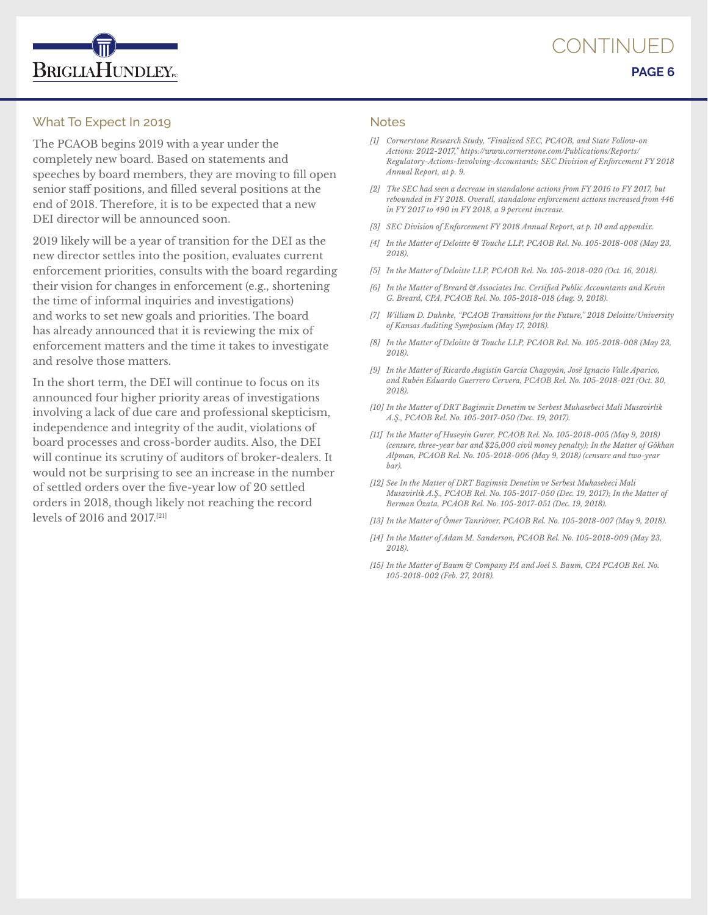## What To Expect In 2019

The PCAOB begins 2019 with a year under the completely new board. Based on statements and speeches by board members, they are moving to fill open senior staff positions, and filled several positions at the end of 2018. Therefore, it is to be expected that a new DEI director will be announced soon.

2019 likely will be a year of transition for the DEI as the new director settles into the position, evaluates current enforcement priorities, consults with the board regarding their vision for changes in enforcement (e.g., shortening the time of informal inquiries and investigations) and works to set new goals and priorities. The board has already announced that it is reviewing the mix of enforcement matters and the time it takes to investigate and resolve those matters.

In the short term, the DEI will continue to focus on its announced four higher priority areas of investigations involving a lack of due care and professional skepticism, independence and integrity of the audit, violations of board processes and cross-border audits. Also, the DEI will continue its scrutiny of auditors of broker-dealers. It would not be surprising to see an increase in the number of settled orders over the five-year low of 20 settled orders in 2018, though likely not reaching the record levels of 2016 and 2017.[21]

## Notes

*[1] Cornerstone Research Study, "Finalized SEC, PCAOB, and State Follow-on Actions: 2012-2017," https://www.cornerstone.com/Publications/Reports/Regulatory-Actions-Involving-Accountants; SEC Division of Enforcement FY 2018 Annual Report, at p. 9.*

*[2] The SEC had seen a decrease in standalone actions from FY 2016 to FY 2017, but rebounded in FY 2018. Overall, standalone enforcement actions increased from 446 in FY 2017 to 490 in FY 2018, a 9 percent increase.*

*[3] SEC Division of Enforcement FY 2018 Annual Report, at p. 10 and appendix.*

*[4] In the Matter of Deloitte & Touche LLP, PCAOB Rel. No. 105-2018-008 (May 23, 2018).*

*[5] In the Matter of Deloitte LLP, PCAOB Rel. No. 105-2018-020 (Oct. 16, 2018).*

*[6] In the Matter of Breard & Associates Inc. Certified Public Accountants and Kevin G. Breard, CPA, PCAOB Rel. No. 105-2018-018 (Aug. 9, 2018).*

*[7] William D. Duhnke, "PCAOB Transitions for the Future," 2018 Deloitte/University of Kansas Auditing Symposium (May 17, 2018).*

*[8] In the Matter of Deloitte & Touche LLP, PCAOB Rel. No. 105-2018-008 (May 23, 2018).*

*[9] In the Matter of Ricardo Augistín García Chagoyán, José Ignacio Valle Aparico, and Rubén Eduardo Guerrero Cervera, PCAOB Rel. No. 105-2018-021 (Oct. 30, 2018).*

*[10] In the Matter of DRT Bagimsiz Denetim ve Serbest Muhasebeci Mali Musavirlik A.Ş., PCAOB Rel. No. 105-2017-050 (Dec. 19, 2017).*

*[11] In the Matter of Huseyin Gurer, PCAOB Rel. No. 105-2018-005 (May 9, 2018) (censure, three-year bar and $25,000 civil money penalty); In the Matter of Gökhan Alpman, PCAOB Rel. No. 105-2018-006 (May 9, 2018) (censure and two-year bar).*

*[12] See In the Matter of DRT Bagimsiz Denetim ve Serbest Muhasebeci Mali Musavirlik A.Ş., PCAOB Rel. No. 105-2017-050 (Dec. 19, 2017); In the Matter of Berman Özata, PCAOB Rel. No. 105-2017-051 (Dec. 19, 2018).*

*[13] In the Matter of Ömer Tanriöver, PCAOB Rel. No. 105-2018-007 (May 9, 2018).*

*[14] In the Matter of Adam M. Sanderson, PCAOB Rel. No. 105-2018-009 (May 23, 2018).*

*[15] In the Matter of Baum & Company PA and Joel S. Baum, CPA PCAOB Rel. No. 105-2018-002 (Feb. 27, 2018).*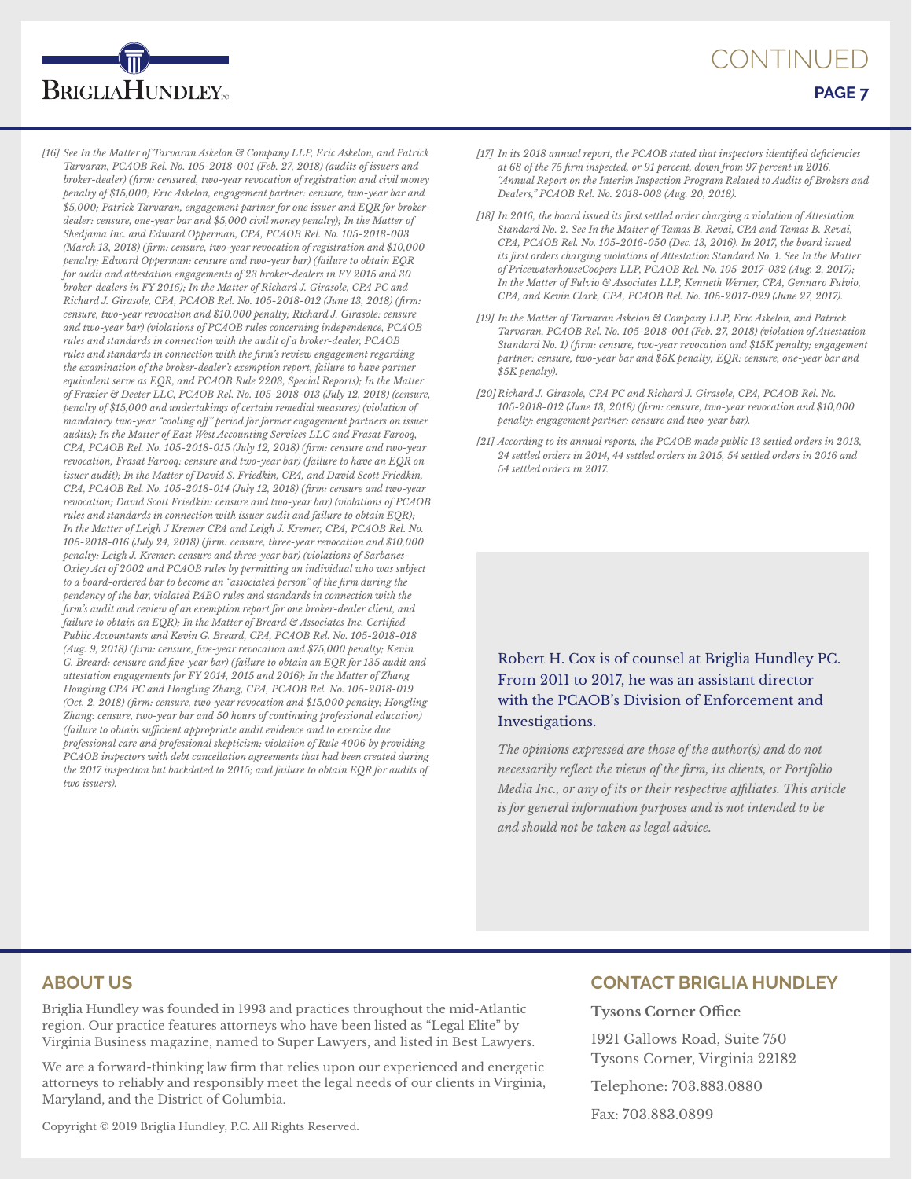*[16] See In the Matter of Tarvaran Askelon & Company LLP, Eric Askelon, and Patrick Tarvaran, PCAOB Rel. No. 105-2018-001 (Feb. 27, 2018) (audits of issuers and broker-dealer) (firm: censured, two-year revocation of registration and civil money penalty of $15,000; Eric Askelon, engagement partner: censure, two-year bar and $5,000; Patrick Tarvaran, engagement partner for one issuer and EQR for broker-dealer: censure, one-year bar and $5,000 civil money penalty); In the Matter of Shedjama Inc. and Edward Opperman, CPA, PCAOB Rel. No. 105-2018-003 (March 13, 2018) (firm: censure, two-year revocation of registration and $10,000 penalty; Edward Opperman: censure and two-year bar) (failure to obtain EQR for audit and attestation engagements of 23 broker-dealers in FY 2015 and 30 broker-dealers in FY 2016); In the Matter of Richard J. Girasole, CPA PC and Richard J. Girasole, CPA, PCAOB Rel. No. 105-2018-012 (June 13, 2018) (firm: censure, two-year revocation and $10,000 penalty; Richard J. Girasole: censure and two-year bar) (violations of PCAOB rules concerning independence, PCAOB rules and standards in connection with the audit of a broker-dealer, PCAOB rules and standards in connection with the firm's review engagement regarding the examination of the broker-dealer's exemption report, failure to have partner equivalent serve as EQR, and PCAOB Rule 2203, Special Reports); In the Matter of Frazier & Deeter LLC, PCAOB Rel. No. 105-2018-013 (July 12, 2018) (censure, penalty of $15,000 and undertakings of certain remedial measures) (violation of mandatory two-year "cooling off" period for former engagement partners on issuer audits); In the Matter of East West Accounting Services LLC and Frasat Farooq, CPA, PCAOB Rel. No. 105-2018-015 (July 12, 2018) (firm: censure and two-year revocation; Frasat Farooq: censure and two-year bar) (failure to have an EQR on issuer audit); In the Matter of David S. Friedkin, CPA, and David Scott Friedkin, CPA, PCAOB Rel. No. 105-2018-014 (July 12, 2018) (firm: censure and two-year revocation; David Scott Friedkin: censure and two-year bar) (violations of PCAOB rules and standards in connection with issuer audit and failure to obtain EQR); In the Matter of Leigh J Kremer CPA and Leigh J. Kremer, CPA, PCAOB Rel. No. 105-2018-016 (July 24, 2018) (firm: censure, three-year revocation and $10,000 penalty; Leigh J. Kremer: censure and three-year bar) (violations of Sarbanes-Oxley Act of 2002 and PCAOB rules by permitting an individual who was subject to a board-ordered bar to become an "associated person" of the firm during the pendency of the bar, violated PABO rules and standards in connection with the firm's audit and review of an exemption report for one broker-dealer client, and failure to obtain an EQR); In the Matter of Breard & Associates Inc. Certified Public Accountants and Kevin G. Breard, CPA, PCAOB Rel. No. 105-2018-018 (Aug. 9, 2018) (firm: censure, five-year revocation and $75,000 penalty; Kevin G. Breard: censure and five-year bar) (failure to obtain an EQR for 135 audit and attestation engagements for FY 2014, 2015 and 2016); In the Matter of Zhang Hongling CPA PC and Hongling Zhang, CPA, PCAOB Rel. No. 105-2018-019 (Oct. 2, 2018) (firm: censure, two-year revocation and $15,000 penalty; Hongling Zhang: censure, two-year bar and 50 hours of continuing professional education) (failure to obtain sufficient appropriate audit evidence and to exercise due professional care and professional skepticism; violation of Rule 4006 by providing PCAOB inspectors with debt cancellation agreements that had been created during the 2017 inspection but backdated to 2015; and failure to obtain EQR for audits of two issuers).*

*[17] In its 2018 annual report, the PCAOB stated that inspectors identified deficiencies at 68 of the 75 firm inspected, or 91 percent, down from 97 percent in 2016. "Annual Report on the Interim Inspection Program Related to Audits of Brokers and Dealers," PCAOB Rel. No. 2018-003 (Aug. 20, 2018).*

*[18] In 2016, the board issued its first settled order charging a violation of Attestation Standard No. 2. See In the Matter of Tamas B. Revai, CPA and Tamas B. Revai, CPA, PCAOB Rel. No. 105-2016-050 (Dec. 13, 2016). In 2017, the board issued its first orders charging violations of Attestation Standard No. 1. See In the Matter of PricewaterhouseCoopers LLP, PCAOB Rel. No. 105-2017-032 (Aug. 2, 2017); In the Matter of Fulvio & Associates LLP, Kenneth Werner, CPA, Gennaro Fulvio, CPA, and Kevin Clark, CPA, PCAOB Rel. No. 105-2017-029 (June 27, 2017).*

*[19] In the Matter of Tarvaran Askelon & Company LLP, Eric Askelon, and Patrick Tarvaran, PCAOB Rel. No. 105-2018-001 (Feb. 27, 2018) (violation of Attestation Standard No. 1) (firm: censure, two-year revocation and $15K penalty; engagement partner: censure, two-year bar and $5K penalty; EQR: censure, one-year bar and $5K penalty).*

*[20] Richard J. Girasole, CPA PC and Richard J. Girasole, CPA, PCAOB Rel. No. 105-2018-012 (June 13, 2018) (firm: censure, two-year revocation and $10,000 penalty; engagement partner: censure and two-year bar).*

*[21] According to its annual reports, the PCAOB made public 13 settled orders in 2013, 24 settled orders in 2014, 44 settled orders in 2015, 54 settled orders in 2016 and 54 settled orders in 2017.*

Robert H. Cox is of counsel at Briglia Hundley PC. From 2011 to 2017, he was an assistant director with the PCAOB's Division of Enforcement and Investigations.

*The opinions expressed are those of the author(s) and do not necessarily reflect the views of the firm, its clients, or Portfolio Media Inc., or any of its or their respective affiliates. This article is for general information purposes and is not intended to be and should not be taken as legal advice.*

## ABOUT US

Briglia Hundley was founded in 1993 and practices throughout the mid-Atlantic region. Our practice features attorneys who have been listed as "Legal Elite" by Virginia Business magazine, named to Super Lawyers, and listed in Best Lawyers.

We are a forward-thinking law firm that relies upon our experienced and energetic attorneys to reliably and responsibly meet the legal needs of our clients in Virginia, Maryland, and the District of Columbia.

Copyright © 2019 Briglia Hundley, P.C. All Rights Reserved.

## CONTACT BRIGLIA HUNDLEY

**Tysons Corner Office**

1921 Gallows Road, Suite 750
Tysons Corner, Virginia 22182

Telephone: 703.883.0880

Fax: 703.883.0899